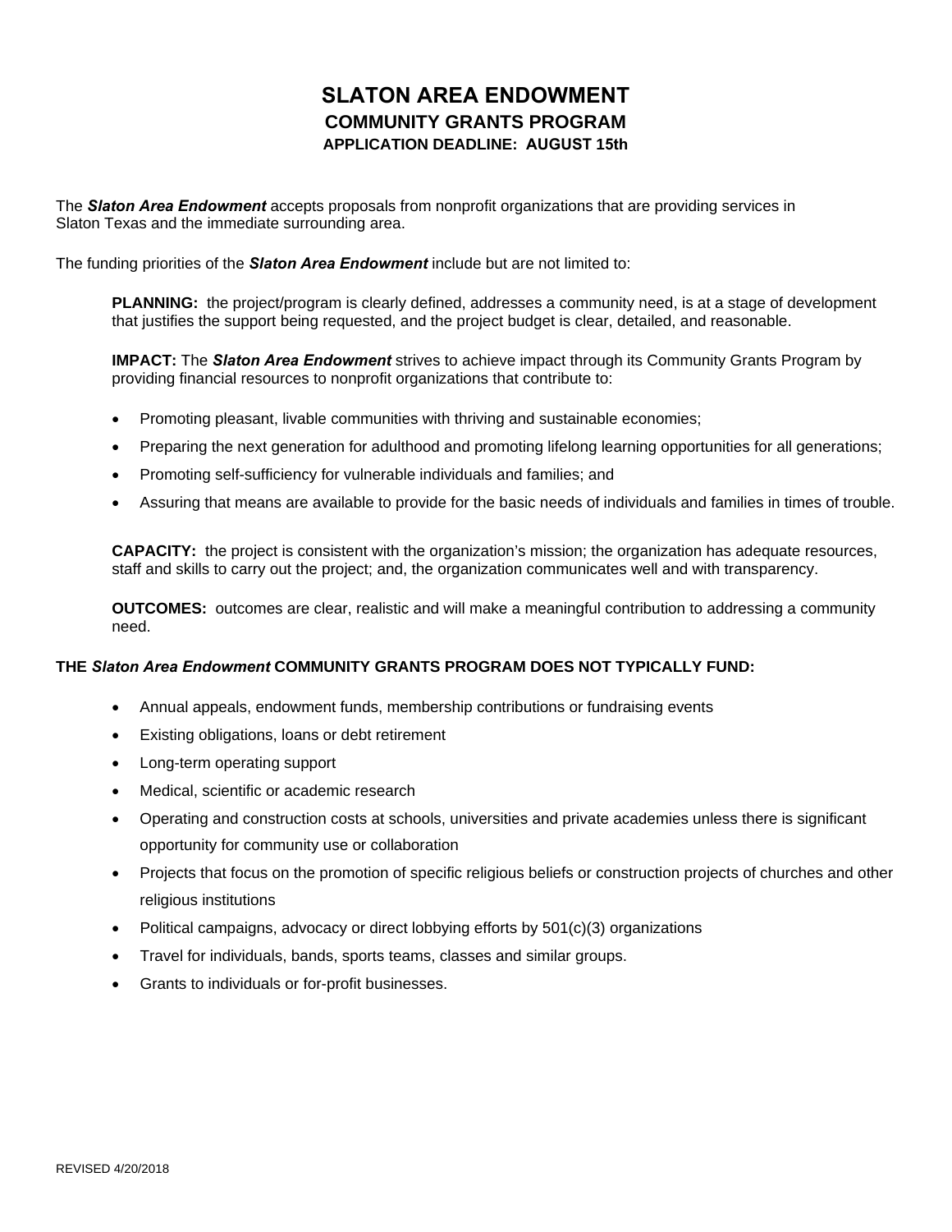# SLATON AREA ENDOWMENT

## COMMUNITY GRANTS PROGRAM

### APPLICATION DEADLINE: AUGUST 15th

The ***Slaton Area Endowment*** accepts proposals from nonprofit organizations that are providing services in Slaton Texas and the immediate surrounding area.

The funding priorities of the ***Slaton Area Endowment*** include but are not limited to:

**PLANNING:** the project/program is clearly defined, addresses a community need, is at a stage of development that justifies the support being requested, and the project budget is clear, detailed, and reasonable.

**IMPACT:** The ***Slaton Area Endowment*** strives to achieve impact through its Community Grants Program by providing financial resources to nonprofit organizations that contribute to:

- Promoting pleasant, livable communities with thriving and sustainable economies;
- Preparing the next generation for adulthood and promoting lifelong learning opportunities for all generations;
- Promoting self-sufficiency for vulnerable individuals and families; and
- Assuring that means are available to provide for the basic needs of individuals and families in times of trouble.

**CAPACITY:** the project is consistent with the organization's mission; the organization has adequate resources, staff and skills to carry out the project; and, the organization communicates well and with transparency.

**OUTCOMES:** outcomes are clear, realistic and will make a meaningful contribution to addressing a community need.

**THE *Slaton Area Endowment* COMMUNITY GRANTS PROGRAM DOES NOT TYPICALLY FUND:**

- Annual appeals, endowment funds, membership contributions or fundraising events
- Existing obligations, loans or debt retirement
- Long-term operating support
- Medical, scientific or academic research
- Operating and construction costs at schools, universities and private academies unless there is significant opportunity for community use or collaboration
- Projects that focus on the promotion of specific religious beliefs or construction projects of churches and other religious institutions
- Political campaigns, advocacy or direct lobbying efforts by 501(c)(3) organizations
- Travel for individuals, bands, sports teams, classes and similar groups.
- Grants to individuals or for-profit businesses.

REVISED 4/20/2018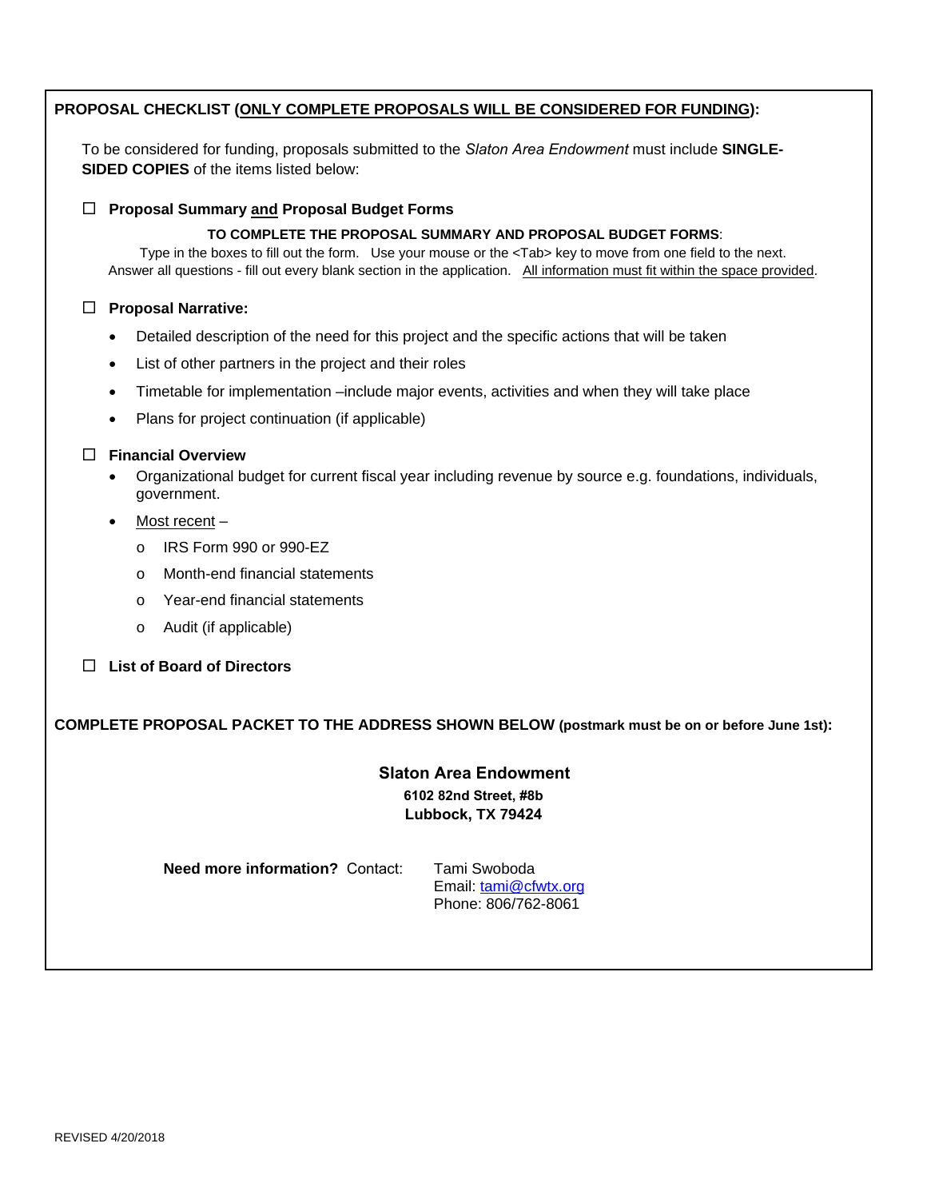**PROPOSAL CHECKLIST (ONLY COMPLETE PROPOSALS WILL BE CONSIDERED FOR FUNDING):**

To be considered for funding, proposals submitted to the *Slaton Area Endowment* must include **SINGLE-SIDED COPIES** of the items listed below:

☐ **Proposal Summary and Proposal Budget Forms**

**TO COMPLETE THE PROPOSAL SUMMARY AND PROPOSAL BUDGET FORMS**:
Type in the boxes to fill out the form. Use your mouse or the <Tab> key to move from one field to the next.
Answer all questions - fill out every blank section in the application. All information must fit within the space provided.

☐ **Proposal Narrative:**

- Detailed description of the need for this project and the specific actions that will be taken
- List of other partners in the project and their roles
- Timetable for implementation –include major events, activities and when they will take place
- Plans for project continuation (if applicable)

☐ **Financial Overview**

- Organizational budget for current fiscal year including revenue by source e.g. foundations, individuals, government.
- Most recent –
  - IRS Form 990 or 990-EZ
  - Month-end financial statements
  - Year-end financial statements
  - Audit (if applicable)

☐ **List of Board of Directors**

**COMPLETE PROPOSAL PACKET TO THE ADDRESS SHOWN BELOW (postmark must be on or before June 1st):**

**Slaton Area Endowment**
**6102 82nd Street, #8b**
**Lubbock, TX 79424**

**Need more information?** Contact: Tami Swoboda
Email: tami@cfwtx.org
Phone: 806/762-8061

REVISED 4/20/2018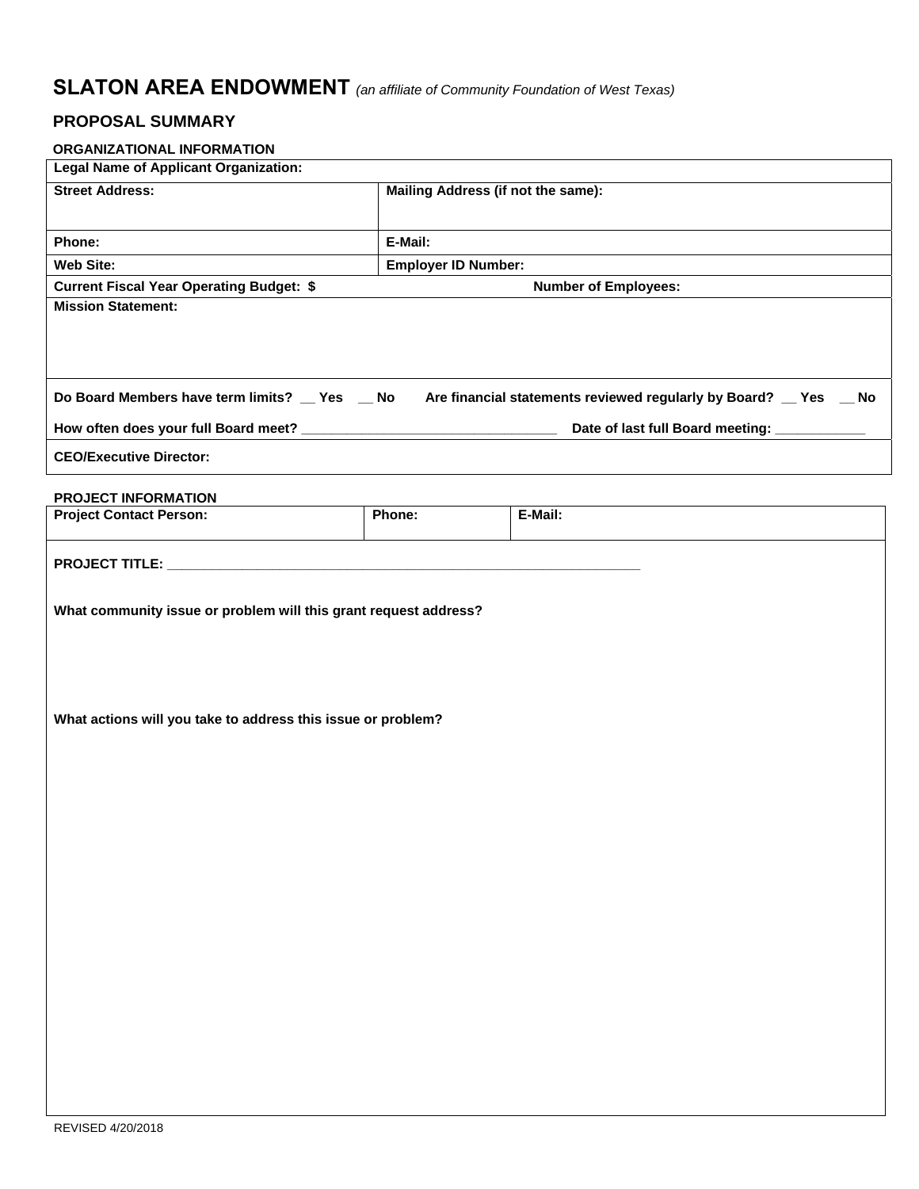# SLATON AREA ENDOWMENT *(an affiliate of Community Foundation of West Texas)*

## PROPOSAL SUMMARY

**ORGANIZATIONAL INFORMATION**

| **Legal Name of Applicant Organization:** | |
|---|---|
| **Street Address:** | **Mailing Address (if not the same):** |
| **Phone:** | **E-Mail:** |
| **Web Site:** | **Employer ID Number:** |
| **Current Fiscal Year Operating Budget: $** | **Number of Employees:** |
| **Mission Statement:** | |
| **Do Board Members have term limits? __ Yes __ No** | **Are financial statements reviewed regularly by Board? __ Yes __ No** |
| **How often does your full Board meet? ________________________________** | **Date of last full Board meeting: ____________** |
| **CEO/Executive Director:** | |

**PROJECT INFORMATION**

| **Project Contact Person:** | **Phone:** | **E-Mail:** |
|---|---|---|

**PROJECT TITLE: ________________________________________________________________**

**What community issue or problem will this grant request address?**

**What actions will you take to address this issue or problem?**

REVISED 4/20/2018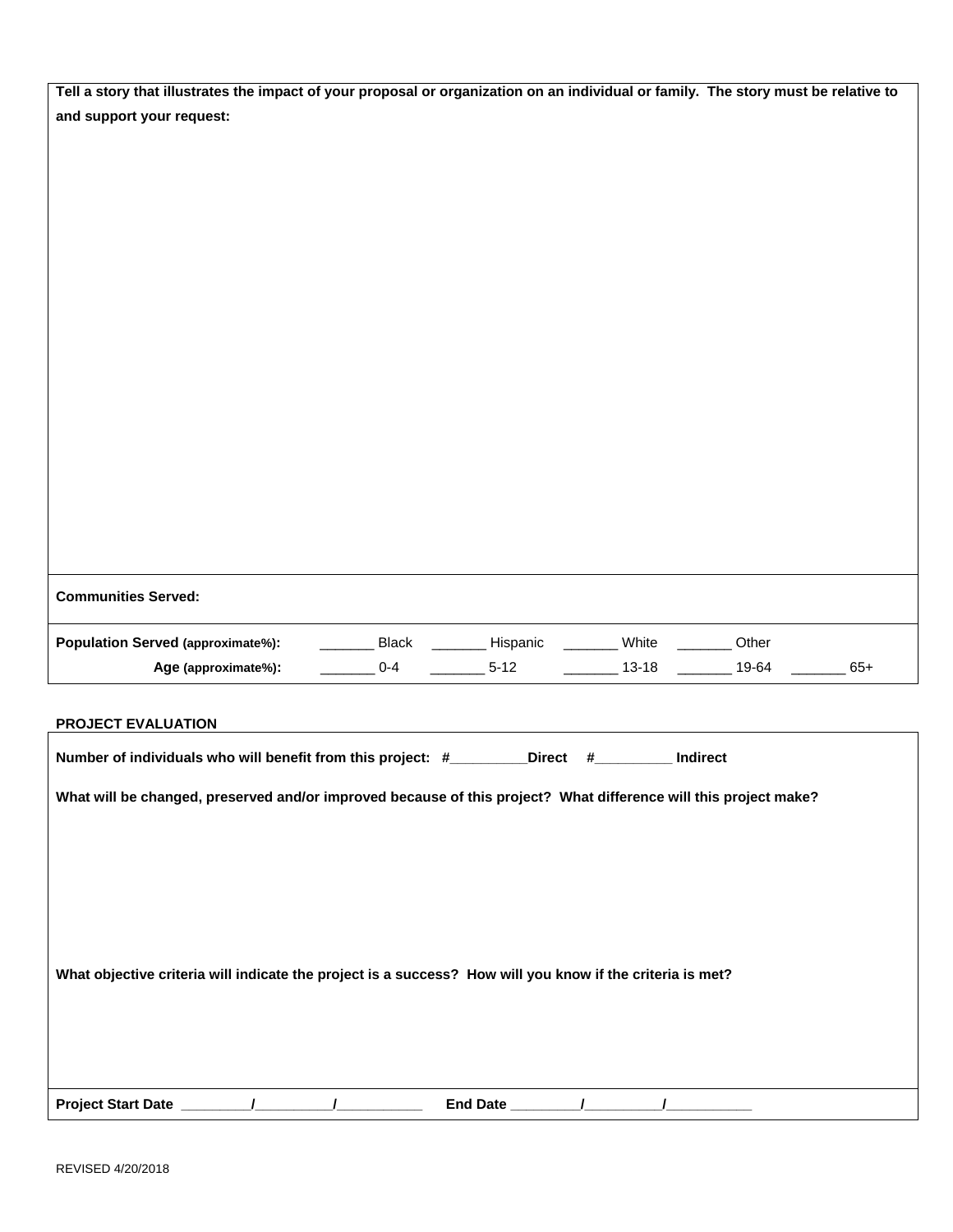**Tell a story that illustrates the impact of your proposal or organization on an individual or family. The story must be relative to and support your request:**

**Communities Served:**

**Population Served (approximate%):** _______ Black _______ Hispanic _______ White _______ Other

**Age (approximate%):** _______ 0-4 _______ 5-12 _______ 13-18 _______ 19-64 _______ 65+

**PROJECT EVALUATION**

**Number of individuals who will benefit from this project: #__________Direct #__________ Indirect**

**What will be changed, preserved and/or improved because of this project? What difference will this project make?**

**What objective criteria will indicate the project is a success? How will you know if the criteria is met?**

**Project Start Date _________/__________/___________ End Date _________/__________/___________**

REVISED 4/20/2018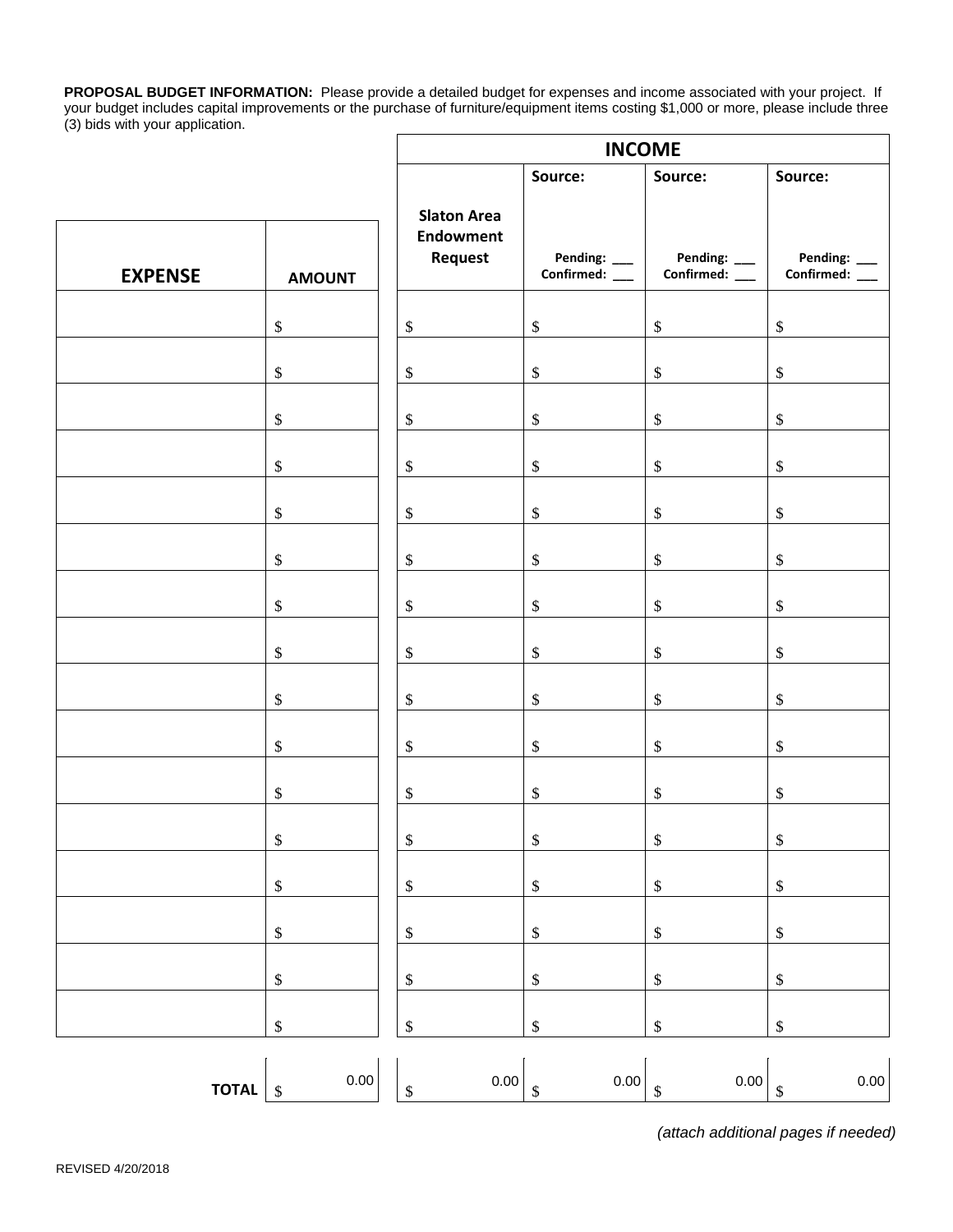**PROPOSAL BUDGET INFORMATION:** Please provide a detailed budget for expenses and income associated with your project. If your budget includes capital improvements or the purchase of furniture/equipment items costing $1,000 or more, please include three (3) bids with your application.

| | | INCOME | | | |
|---|---|---|---|---|---|
| | | | Source: | Source: | Source: |
| **EXPENSE** | **AMOUNT** | **Slaton Area Endowment Request** | Pending: ___ Confirmed: ___ | Pending: ___ Confirmed: ___ | Pending: ___ Confirmed: ___ |
| | $ | $ | $ | $ | $ |
| | $ | $ | $ | $ | $ |
| | $ | $ | $ | $ | $ |
| | $ | $ | $ | $ | $ |
| | $ | $ | $ | $ | $ |
| | $ | $ | $ | $ | $ |
| | $ | $ | $ | $ | $ |
| | $ | $ | $ | $ | $ |
| | $ | $ | $ | $ | $ |
| | $ | $ | $ | $ | $ |
| | $ | $ | $ | $ | $ |
| | $ | $ | $ | $ | $ |
| | $ | $ | $ | $ | $ |
| | $ | $ | $ | $ | $ |
| | $ | $ | $ | $ | $ |
| | $ | $ | $ | $ | $ |
| **TOTAL** | $ 0.00 | $ 0.00 | $ 0.00 | $ 0.00 | $ 0.00 |

*(attach additional pages if needed)*

REVISED 4/20/2018